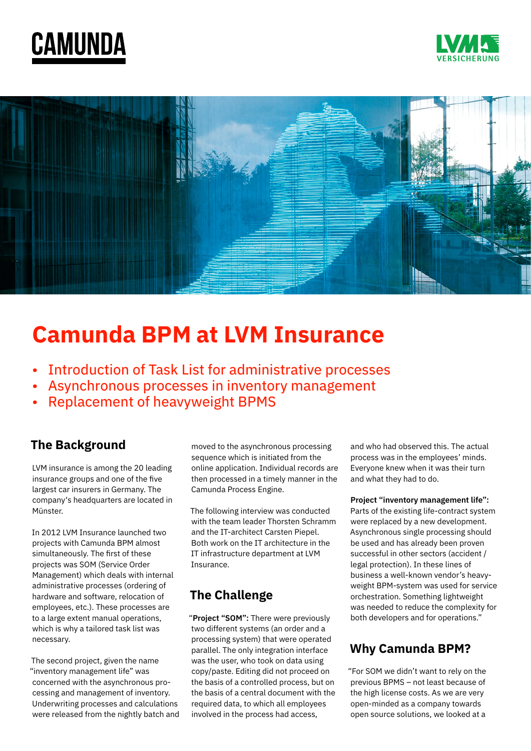# Camunda BPM at LVM Insurance

- Introduction of Task List for administrative processes
- Asynchronous processes in inventory management
- Replacement of heavyweight BPMS

## The Background

LVM insurance is among the 20 leading insurance groups and one of the five largest car insurers in Germany. The company's headquarters are located in Münster.

In 2012 LVM Insurance launched two projects with Camunda BPM almost simultaneously. The first of these projects was SOM (Service Order Management) which deals with internal administrative processes (ordering of hardware and software, relocation of employees, etc.). These processes are to a large extent manual operations, which is why a tailored task list was necessary.

The second project, given the name "inventory management life" was concerned with the asynchronous processing and management of inventory. Underwriting processes and calculations were released from the nightly batch and moved to the asynchronous processing sequence which is initiated from the online application. Individual records are then processed in a timely manner in the Camunda Process Engine.

The following interview was conducted with the team leader Thorsten Schramm and the IT-architect Carsten Piepel. Both work on the IT architecture in the IT infrastructure department at LVM Insurance.

## The Challenge

"**Project "SOM":** There were previously two different systems (an order and a processing system) that were operated parallel. The only integration interface was the user, who took on data using copy/paste. Editing did not proceed on the basis of a controlled process, but on the basis of a central document with the required data, to which all employees involved in the process had access, and who had observed this. The actual process was in the employees' minds. Everyone knew when it was their turn and what they had to do.

**Project "inventory management life":** Parts of the existing life-contract system were replaced by a new development. Asynchronous single processing should be used and has already been proven successful in other sectors (accident / legal protection). In these lines of business a well-known vendor's heavyweight BPM-system was used for service orchestration. Something lightweight was needed to reduce the complexity for both developers and for operations."

## Why Camunda BPM?

"For SOM we didn't want to rely on the previous BPMS – not least because of the high license costs. As we are very open-minded as a company towards open source solutions, we looked at a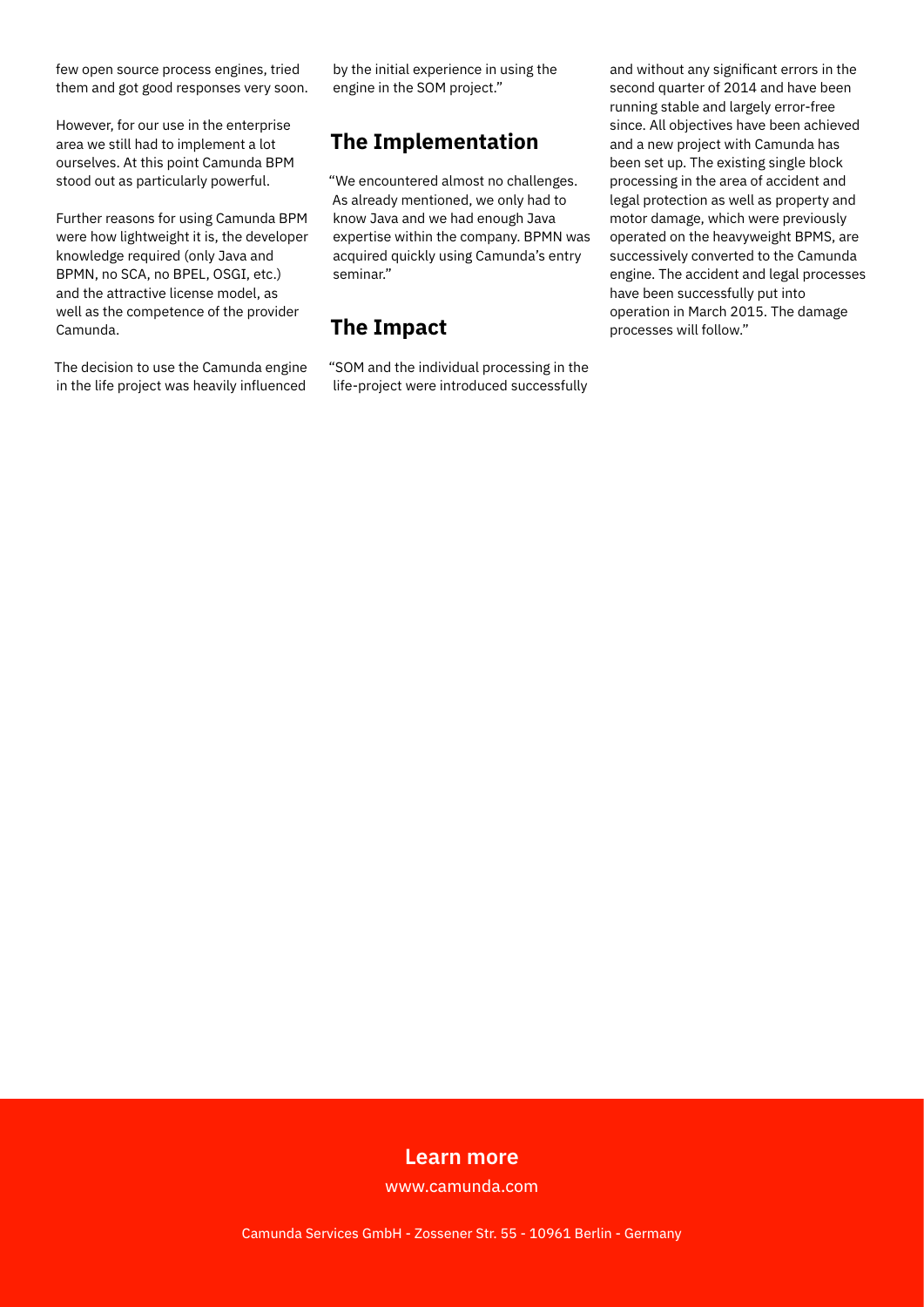few open source process engines, tried them and got good responses very soon.

However, for our use in the enterprise area we still had to implement a lot ourselves. At this point Camunda BPM stood out as particularly powerful.

Further reasons for using Camunda BPM were how lightweight it is, the developer knowledge required (only Java and BPMN, no SCA, no BPEL, OSGI, etc.) and the attractive license model, as well as the competence of the provider Camunda.

The decision to use the Camunda engine in the life project was heavily influenced by the initial experience in using the engine in the SOM project."

## The Implementation

"We encountered almost no challenges. As already mentioned, we only had to know Java and we had enough Java expertise within the company. BPMN was acquired quickly using Camunda's entry seminar."

## The Impact

"SOM and the individual processing in the life-project were introduced successfully and without any significant errors in the second quarter of 2014 and have been running stable and largely error-free since. All objectives have been achieved and a new project with Camunda has been set up. The existing single block processing in the area of accident and legal protection as well as property and motor damage, which were previously operated on the heavyweight BPMS, are successively converted to the Camunda engine. The accident and legal processes have been successfully put into operation in March 2015. The damage processes will follow."

**Learn more**

www.camunda.com

Camunda Services GmbH - Zossener Str. 55 - 10961 Berlin - Germany